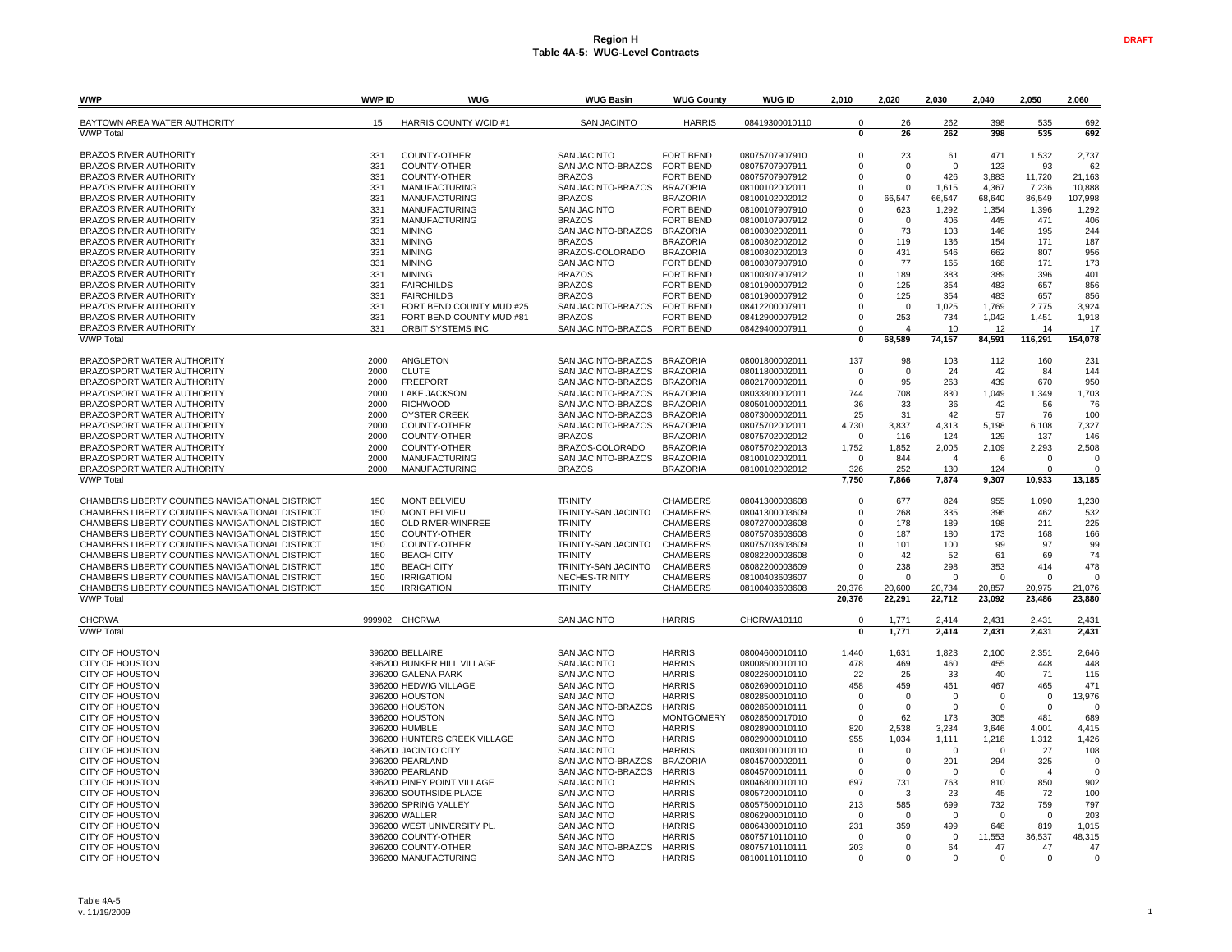# Region H
## Table 4A-5: WUG-Level Contracts

DRAFT

| WWP | WWP ID | WUG | WUG Basin | WUG County | WUG ID | 2,010 | 2,020 | 2,030 | 2,040 | 2,050 | 2,060 |
|---|---|---|---|---|---|---|---|---|---|---|---|
| BAYTOWN AREA WATER AUTHORITY | 15 | HARRIS COUNTY WCID #1 | SAN JACINTO | HARRIS | 08419300010110 | 0 | 26 | 262 | 398 | 535 | 692 |
| **WWP Total** | | | | | | **0** | **26** | **262** | **398** | **535** | **692** |
| BRAZOS RIVER AUTHORITY | 331 | COUNTY-OTHER | SAN JACINTO | FORT BEND | 08075707907910 | 0 | 23 | 61 | 471 | 1,532 | 2,737 |
| BRAZOS RIVER AUTHORITY | 331 | COUNTY-OTHER | SAN JACINTO-BRAZOS | FORT BEND | 08075707907911 | 0 | 0 | 0 | 123 | 93 | 62 |
| BRAZOS RIVER AUTHORITY | 331 | COUNTY-OTHER | BRAZOS | FORT BEND | 08075707907912 | 0 | 0 | 426 | 3,883 | 11,720 | 21,163 |
| BRAZOS RIVER AUTHORITY | 331 | MANUFACTURING | SAN JACINTO-BRAZOS | BRAZORIA | 08100102002011 | 0 | 0 | 1,615 | 4,367 | 7,236 | 10,888 |
| BRAZOS RIVER AUTHORITY | 331 | MANUFACTURING | BRAZOS | BRAZORIA | 08100102002012 | 0 | 66,547 | 66,547 | 68,640 | 86,549 | 107,998 |
| BRAZOS RIVER AUTHORITY | 331 | MANUFACTURING | SAN JACINTO | FORT BEND | 08100107907910 | 0 | 623 | 1,292 | 1,354 | 1,396 | 1,292 |
| BRAZOS RIVER AUTHORITY | 331 | MANUFACTURING | BRAZOS | FORT BEND | 08100107907912 | 0 | 0 | 406 | 445 | 471 | 406 |
| BRAZOS RIVER AUTHORITY | 331 | MINING | SAN JACINTO-BRAZOS | BRAZORIA | 08100302002011 | 0 | 73 | 103 | 146 | 195 | 244 |
| BRAZOS RIVER AUTHORITY | 331 | MINING | BRAZOS | BRAZORIA | 08100302002012 | 0 | 119 | 136 | 154 | 171 | 187 |
| BRAZOS RIVER AUTHORITY | 331 | MINING | BRAZOS-COLORADO | BRAZORIA | 08100302002013 | 0 | 431 | 546 | 662 | 807 | 956 |
| BRAZOS RIVER AUTHORITY | 331 | MINING | SAN JACINTO | FORT BEND | 08100307907910 | 0 | 77 | 165 | 168 | 171 | 173 |
| BRAZOS RIVER AUTHORITY | 331 | MINING | BRAZOS | FORT BEND | 08100307907912 | 0 | 189 | 383 | 389 | 396 | 401 |
| BRAZOS RIVER AUTHORITY | 331 | FAIRCHILDS | BRAZOS | FORT BEND | 08101900007912 | 0 | 125 | 354 | 483 | 657 | 856 |
| BRAZOS RIVER AUTHORITY | 331 | FAIRCHILDS | BRAZOS | FORT BEND | 08101900007912 | 0 | 125 | 354 | 483 | 657 | 856 |
| BRAZOS RIVER AUTHORITY | 331 | FORT BEND COUNTY MUD #25 | SAN JACINTO-BRAZOS | FORT BEND | 08412200007911 | 0 | 0 | 1,025 | 1,769 | 2,775 | 3,924 |
| BRAZOS RIVER AUTHORITY | 331 | FORT BEND COUNTY MUD #81 | BRAZOS | FORT BEND | 08412900007912 | 0 | 253 | 734 | 1,042 | 1,451 | 1,918 |
| BRAZOS RIVER AUTHORITY | 331 | ORBIT SYSTEMS INC | SAN JACINTO-BRAZOS | FORT BEND | 08429400007911 | 0 | 4 | 10 | 12 | 14 | 17 |
| **WWP Total** | | | | | | **0** | **68,589** | **74,157** | **84,591** | **116,291** | **154,078** |
| BRAZOSPORT WATER AUTHORITY | 2000 | ANGLETON | SAN JACINTO-BRAZOS | BRAZORIA | 08001800002011 | 137 | 98 | 103 | 112 | 160 | 231 |
| BRAZOSPORT WATER AUTHORITY | 2000 | CLUTE | SAN JACINTO-BRAZOS | BRAZORIA | 08011800002011 | 0 | 0 | 24 | 42 | 84 | 144 |
| BRAZOSPORT WATER AUTHORITY | 2000 | FREEPORT | SAN JACINTO-BRAZOS | BRAZORIA | 08021700002011 | 0 | 95 | 263 | 439 | 670 | 950 |
| BRAZOSPORT WATER AUTHORITY | 2000 | LAKE JACKSON | SAN JACINTO-BRAZOS | BRAZORIA | 08033800002011 | 744 | 708 | 830 | 1,049 | 1,349 | 1,703 |
| BRAZOSPORT WATER AUTHORITY | 2000 | RICHWOOD | SAN JACINTO-BRAZOS | BRAZORIA | 08050100002011 | 36 | 33 | 36 | 42 | 56 | 76 |
| BRAZOSPORT WATER AUTHORITY | 2000 | OYSTER CREEK | SAN JACINTO-BRAZOS | BRAZORIA | 08073000002011 | 25 | 31 | 42 | 57 | 76 | 100 |
| BRAZOSPORT WATER AUTHORITY | 2000 | COUNTY-OTHER | SAN JACINTO-BRAZOS | BRAZORIA | 08075702002011 | 4,730 | 3,837 | 4,313 | 5,198 | 6,108 | 7,327 |
| BRAZOSPORT WATER AUTHORITY | 2000 | COUNTY-OTHER | BRAZOS | BRAZORIA | 08075702002012 | 0 | 116 | 124 | 129 | 137 | 146 |
| BRAZOSPORT WATER AUTHORITY | 2000 | COUNTY-OTHER | BRAZOS-COLORADO | BRAZORIA | 08075702002013 | 1,752 | 1,852 | 2,005 | 2,109 | 2,293 | 2,508 |
| BRAZOSPORT WATER AUTHORITY | 2000 | MANUFACTURING | SAN JACINTO-BRAZOS | BRAZORIA | 08100102002011 | 0 | 844 | 4 | 6 | 0 | 0 |
| BRAZOSPORT WATER AUTHORITY | 2000 | MANUFACTURING | BRAZOS | BRAZORIA | 08100102002012 | 326 | 252 | 130 | 124 | 0 | 0 |
| **WWP Total** | | | | | | **7,750** | **7,866** | **7,874** | **9,307** | **10,933** | **13,185** |
| CHAMBERS LIBERTY COUNTIES NAVIGATIONAL DISTRICT | 150 | MONT BELVIEU | TRINITY | CHAMBERS | 08041300003608 | 0 | 677 | 824 | 955 | 1,090 | 1,230 |
| CHAMBERS LIBERTY COUNTIES NAVIGATIONAL DISTRICT | 150 | MONT BELVIEU | TRINITY-SAN JACINTO | CHAMBERS | 08041300003609 | 0 | 268 | 335 | 396 | 462 | 532 |
| CHAMBERS LIBERTY COUNTIES NAVIGATIONAL DISTRICT | 150 | OLD RIVER-WINFREE | TRINITY | CHAMBERS | 08072700003608 | 0 | 178 | 189 | 198 | 211 | 225 |
| CHAMBERS LIBERTY COUNTIES NAVIGATIONAL DISTRICT | 150 | COUNTY-OTHER | TRINITY | CHAMBERS | 08075703603608 | 0 | 187 | 180 | 173 | 168 | 166 |
| CHAMBERS LIBERTY COUNTIES NAVIGATIONAL DISTRICT | 150 | COUNTY-OTHER | TRINITY-SAN JACINTO | CHAMBERS | 08075703603609 | 0 | 101 | 100 | 99 | 97 | 99 |
| CHAMBERS LIBERTY COUNTIES NAVIGATIONAL DISTRICT | 150 | BEACH CITY | TRINITY | CHAMBERS | 08082200003608 | 0 | 42 | 52 | 61 | 69 | 74 |
| CHAMBERS LIBERTY COUNTIES NAVIGATIONAL DISTRICT | 150 | BEACH CITY | TRINITY-SAN JACINTO | CHAMBERS | 08082200003609 | 0 | 238 | 298 | 353 | 414 | 478 |
| CHAMBERS LIBERTY COUNTIES NAVIGATIONAL DISTRICT | 150 | IRRIGATION | NECHES-TRINITY | CHAMBERS | 08100403603607 | 0 | 0 | 0 | 0 | 0 | 0 |
| CHAMBERS LIBERTY COUNTIES NAVIGATIONAL DISTRICT | 150 | IRRIGATION | TRINITY | CHAMBERS | 08100403603608 | 20,376 | 20,600 | 20,734 | 20,857 | 20,975 | 21,076 |
| **WWP Total** | | | | | | **20,376** | **22,291** | **22,712** | **23,092** | **23,486** | **23,880** |
| CHCRWA | 999902 | CHCRWA | SAN JACINTO | HARRIS | CHCRWA10110 | 0 | 1,771 | 2,414 | 2,431 | 2,431 | 2,431 |
| **WWP Total** | | | | | | **0** | **1,771** | **2,414** | **2,431** | **2,431** | **2,431** |
| CITY OF HOUSTON | 396200 | BELLAIRE | SAN JACINTO | HARRIS | 08004600010110 | 1,440 | 1,631 | 1,823 | 2,100 | 2,351 | 2,646 |
| CITY OF HOUSTON | 396200 | BUNKER HILL VILLAGE | SAN JACINTO | HARRIS | 08008500010110 | 478 | 469 | 460 | 455 | 448 | 448 |
| CITY OF HOUSTON | 396200 | GALENA PARK | SAN JACINTO | HARRIS | 08022600010110 | 22 | 25 | 33 | 40 | 71 | 115 |
| CITY OF HOUSTON | 396200 | HEDWIG VILLAGE | SAN JACINTO | HARRIS | 08026900010110 | 458 | 459 | 461 | 467 | 465 | 471 |
| CITY OF HOUSTON | 396200 | HOUSTON | SAN JACINTO | HARRIS | 08028500010110 | 0 | 0 | 0 | 0 | 0 | 13,976 |
| CITY OF HOUSTON | 396200 | HOUSTON | SAN JACINTO-BRAZOS | HARRIS | 08028500010111 | 0 | 0 | 0 | 0 | 0 | 0 |
| CITY OF HOUSTON | 396200 | HOUSTON | SAN JACINTO | MONTGOMERY | 08028500017010 | 0 | 62 | 173 | 305 | 481 | 689 |
| CITY OF HOUSTON | 396200 | HUMBLE | SAN JACINTO | HARRIS | 08028900010110 | 820 | 2,538 | 3,234 | 3,646 | 4,001 | 4,415 |
| CITY OF HOUSTON | 396200 | HUNTERS CREEK VILLAGE | SAN JACINTO | HARRIS | 08029000010110 | 955 | 1,034 | 1,111 | 1,218 | 1,312 | 1,426 |
| CITY OF HOUSTON | 396200 | JACINTO CITY | SAN JACINTO | HARRIS | 08030100010110 | 0 | 0 | 0 | 0 | 27 | 108 |
| CITY OF HOUSTON | 396200 | PEARLAND | SAN JACINTO-BRAZOS | BRAZORIA | 08045700002011 | 0 | 0 | 201 | 294 | 325 | 0 |
| CITY OF HOUSTON | 396200 | PEARLAND | SAN JACINTO-BRAZOS | HARRIS | 08045700010111 | 0 | 0 | 0 | 0 | 4 | 0 |
| CITY OF HOUSTON | 396200 | PINEY POINT VILLAGE | SAN JACINTO | HARRIS | 08046800010110 | 697 | 731 | 763 | 810 | 850 | 902 |
| CITY OF HOUSTON | 396200 | SOUTHSIDE PLACE | SAN JACINTO | HARRIS | 08057200010110 | 0 | 3 | 23 | 45 | 72 | 100 |
| CITY OF HOUSTON | 396200 | SPRING VALLEY | SAN JACINTO | HARRIS | 08057500010110 | 213 | 585 | 699 | 732 | 759 | 797 |
| CITY OF HOUSTON | 396200 | WALLER | SAN JACINTO | HARRIS | 08062900010110 | 0 | 0 | 0 | 0 | 0 | 203 |
| CITY OF HOUSTON | 396200 | WEST UNIVERSITY PL. | SAN JACINTO | HARRIS | 08064300010110 | 231 | 359 | 499 | 648 | 819 | 1,015 |
| CITY OF HOUSTON | 396200 | COUNTY-OTHER | SAN JACINTO | HARRIS | 08075710110110 | 0 | 0 | 0 | 11,553 | 36,537 | 48,315 |
| CITY OF HOUSTON | 396200 | COUNTY-OTHER | SAN JACINTO-BRAZOS | HARRIS | 08075710110111 | 203 | 0 | 64 | 47 | 47 | 47 |
| CITY OF HOUSTON | 396200 | MANUFACTURING | SAN JACINTO | HARRIS | 08100110110110 | 0 | 0 | 0 | 0 | 0 | 0 |

Table 4A-5
v. 11/19/2009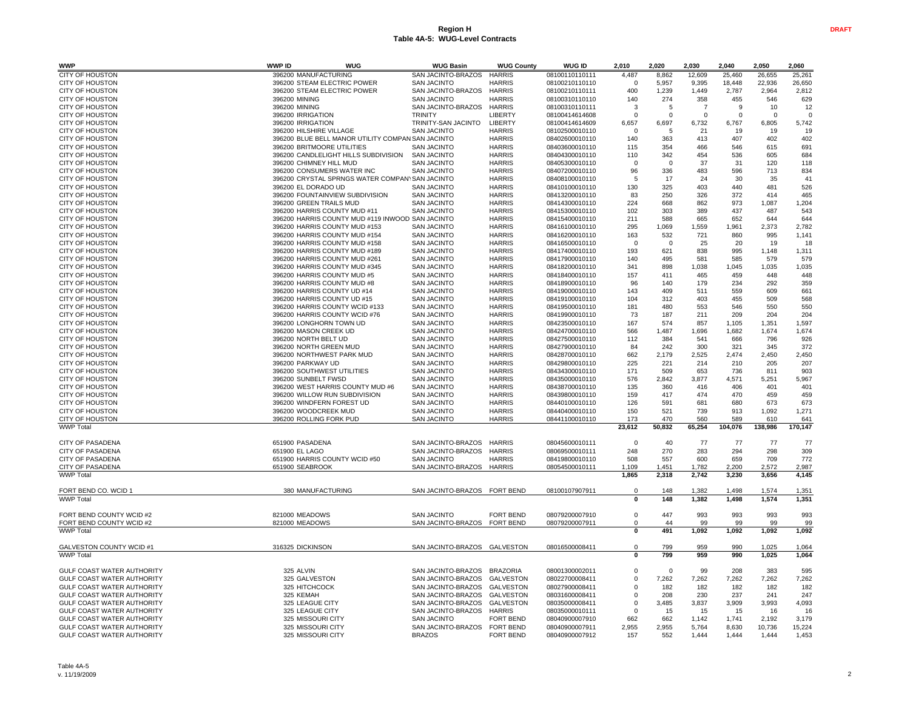# Region H
## Table 4A-5: WUG-Level Contracts

DRAFT

| WWP | WWP ID | WUG | WUG Basin | WUG County | WUG ID | 2,010 | 2,020 | 2,030 | 2,040 | 2,050 | 2,060 |
|---|---|---|---|---|---|---|---|---|---|---|---|
| CITY OF HOUSTON | 396200 | MANUFACTURING | SAN JACINTO-BRAZOS | HARRIS | 08100110110111 | 4,487 | 8,862 | 12,609 | 25,460 | 26,655 | 25,261 |
| CITY OF HOUSTON | 396200 | STEAM ELECTRIC POWER | SAN JACINTO | HARRIS | 08100210110110 | 0 | 5,957 | 9,395 | 18,448 | 22,936 | 26,650 |
| CITY OF HOUSTON | 396200 | STEAM ELECTRIC POWER | SAN JACINTO-BRAZOS | HARRIS | 08100210110111 | 400 | 1,239 | 1,449 | 2,787 | 2,964 | 2,812 |
| CITY OF HOUSTON | 396200 | MINING | SAN JACINTO | HARRIS | 08100310110110 | 140 | 274 | 358 | 455 | 546 | 629 |
| CITY OF HOUSTON | 396200 | MINING | SAN JACINTO-BRAZOS | HARRIS | 08100310110111 | 3 | 5 | 7 | 9 | 10 | 12 |
| CITY OF HOUSTON | 396200 | IRRIGATION | TRINITY | LIBERTY | 08100414614608 | 0 | 0 | 0 | 0 | 0 | 0 |
| CITY OF HOUSTON | 396200 | IRRIGATION | TRINITY-SAN JACINTO | LIBERTY | 08100414614609 | 6,657 | 6,697 | 6,732 | 6,767 | 6,805 | 5,742 |
| CITY OF HOUSTON | 396200 | HILSHIRE VILLAGE | SAN JACINTO | HARRIS | 08102500010110 | 0 | 5 | 21 | 19 | 19 | 19 |
| CITY OF HOUSTON | 396200 | BLUE BELL MANOR UTILITY COMPAN | SAN JACINTO | HARRIS | 08402600010110 | 140 | 363 | 413 | 407 | 402 | 402 |
| CITY OF HOUSTON | 396200 | BRITMOORE UTILITIES | SAN JACINTO | HARRIS | 08403600010110 | 115 | 354 | 466 | 546 | 615 | 691 |
| CITY OF HOUSTON | 396200 | CANDLELIGHT HILLS SUBDIVISION | SAN JACINTO | HARRIS | 08404300010110 | 110 | 342 | 454 | 536 | 605 | 684 |
| CITY OF HOUSTON | 396200 | CHIMNEY HILL MUD | SAN JACINTO | HARRIS | 08405300010110 | 0 | 0 | 37 | 31 | 120 | 118 |
| CITY OF HOUSTON | 396200 | CONSUMERS WATER INC | SAN JACINTO | HARRIS | 08407200010110 | 96 | 336 | 483 | 596 | 713 | 834 |
| CITY OF HOUSTON | 396200 | CRYSTAL SPRNGS WATER COMPANY | SAN JACINTO | HARRIS | 08408100010110 | 5 | 17 | 24 | 30 | 35 | 41 |
| CITY OF HOUSTON | 396200 | EL DORADO UD | SAN JACINTO | HARRIS | 08410100010110 | 130 | 325 | 403 | 440 | 481 | 526 |
| CITY OF HOUSTON | 396200 | FOUNTAINVIEW SUBDIVISION | SAN JACINTO | HARRIS | 08413200010110 | 83 | 250 | 326 | 372 | 414 | 465 |
| CITY OF HOUSTON | 396200 | GREEN TRAILS MUD | SAN JACINTO | HARRIS | 08414300010110 | 224 | 668 | 862 | 973 | 1,087 | 1,204 |
| CITY OF HOUSTON | 396200 | HARRIS COUNTY MUD #11 | SAN JACINTO | HARRIS | 08415300010110 | 102 | 303 | 389 | 437 | 487 | 543 |
| CITY OF HOUSTON | 396200 | HARRIS COUNTY MUD #119 INWOOD | SAN JACINTO | HARRIS | 08415400010110 | 211 | 588 | 665 | 652 | 644 | 644 |
| CITY OF HOUSTON | 396200 | HARRIS COUNTY MUD #153 | SAN JACINTO | HARRIS | 08416100010110 | 295 | 1,069 | 1,559 | 1,961 | 2,373 | 2,782 |
| CITY OF HOUSTON | 396200 | HARRIS COUNTY MUD #154 | SAN JACINTO | HARRIS | 08416200010110 | 163 | 532 | 721 | 860 | 995 | 1,141 |
| CITY OF HOUSTON | 396200 | HARRIS COUNTY MUD #158 | SAN JACINTO | HARRIS | 08416500010110 | 0 | 0 | 25 | 20 | 19 | 18 |
| CITY OF HOUSTON | 396200 | HARRIS COUNTY MUD #189 | SAN JACINTO | HARRIS | 08417400010110 | 193 | 621 | 838 | 995 | 1,148 | 1,311 |
| CITY OF HOUSTON | 396200 | HARRIS COUNTY MUD #261 | SAN JACINTO | HARRIS | 08417900010110 | 140 | 495 | 581 | 585 | 579 | 579 |
| CITY OF HOUSTON | 396200 | HARRIS COUNTY MUD #345 | SAN JACINTO | HARRIS | 08418200010110 | 341 | 898 | 1,038 | 1,045 | 1,035 | 1,035 |
| CITY OF HOUSTON | 396200 | HARRIS COUNTY MUD #5 | SAN JACINTO | HARRIS | 08418400010110 | 157 | 411 | 465 | 459 | 448 | 448 |
| CITY OF HOUSTON | 396200 | HARRIS COUNTY MUD #8 | SAN JACINTO | HARRIS | 08418900010110 | 96 | 140 | 179 | 234 | 292 | 359 |
| CITY OF HOUSTON | 396200 | HARRIS COUNTY UD #14 | SAN JACINTO | HARRIS | 08419000010110 | 143 | 409 | 511 | 559 | 609 | 661 |
| CITY OF HOUSTON | 396200 | HARRIS COUNTY UD #15 | SAN JACINTO | HARRIS | 08419100010110 | 104 | 312 | 403 | 455 | 509 | 568 |
| CITY OF HOUSTON | 396200 | HARRIS COUNTY WCID #133 | SAN JACINTO | HARRIS | 08419500010110 | 181 | 480 | 553 | 546 | 550 | 550 |
| CITY OF HOUSTON | 396200 | HARRIS COUNTY WCID #76 | SAN JACINTO | HARRIS | 08419900010110 | 73 | 187 | 211 | 209 | 204 | 204 |
| CITY OF HOUSTON | 396200 | LONGHORN TOWN UD | SAN JACINTO | HARRIS | 08423500010110 | 167 | 574 | 857 | 1,105 | 1,351 | 1,597 |
| CITY OF HOUSTON | 396200 | MASON CREEK UD | SAN JACINTO | HARRIS | 08424700010110 | 566 | 1,487 | 1,696 | 1,682 | 1,674 | 1,674 |
| CITY OF HOUSTON | 396200 | NORTH BELT UD | SAN JACINTO | HARRIS | 08427500010110 | 112 | 384 | 541 | 666 | 796 | 926 |
| CITY OF HOUSTON | 396200 | NORTH GREEN MUD | SAN JACINTO | HARRIS | 08427900010110 | 84 | 242 | 300 | 321 | 345 | 372 |
| CITY OF HOUSTON | 396200 | NORTHWEST PARK MUD | SAN JACINTO | HARRIS | 08428700010110 | 662 | 2,179 | 2,525 | 2,474 | 2,450 | 2,450 |
| CITY OF HOUSTON | 396200 | PARKWAY UD | SAN JACINTO | HARRIS | 08429800010110 | 225 | 221 | 214 | 210 | 205 | 207 |
| CITY OF HOUSTON | 396200 | SOUTHWEST UTILITIES | SAN JACINTO | HARRIS | 08434300010110 | 171 | 509 | 653 | 736 | 811 | 903 |
| CITY OF HOUSTON | 396200 | SUNBELT FWSD | SAN JACINTO | HARRIS | 08435000010110 | 576 | 2,842 | 3,877 | 4,571 | 5,251 | 5,967 |
| CITY OF HOUSTON | 396200 | WEST HARRIS COUNTY MUD #6 | SAN JACINTO | HARRIS | 08438700010110 | 135 | 360 | 416 | 406 | 401 | 401 |
| CITY OF HOUSTON | 396200 | WILLOW RUN SUBDIVISION | SAN JACINTO | HARRIS | 08439800010110 | 159 | 417 | 474 | 470 | 459 | 459 |
| CITY OF HOUSTON | 396200 | WINDFERN FOREST UD | SAN JACINTO | HARRIS | 08440100010110 | 126 | 591 | 681 | 680 | 673 | 673 |
| CITY OF HOUSTON | 396200 | WOODCREEK MUD | SAN JACINTO | HARRIS | 08440400010110 | 150 | 521 | 739 | 913 | 1,092 | 1,271 |
| CITY OF HOUSTON | 396200 | ROLLING FORK PUD | SAN JACINTO | HARRIS | 08441100010110 | 173 | 470 | 560 | 589 | 610 | 641 |
| WWP Total | | | | | | **23,612** | **50,832** | **65,254** | **104,076** | **138,986** | **170,147** |
| CITY OF PASADENA | 651900 | PASADENA | SAN JACINTO-BRAZOS | HARRIS | 08045600010111 | 0 | 40 | 77 | 77 | 77 | 77 |
| CITY OF PASADENA | 651900 | EL LAGO | SAN JACINTO-BRAZOS | HARRIS | 08069500010111 | 248 | 270 | 283 | 294 | 298 | 309 |
| CITY OF PASADENA | 651900 | HARRIS COUNTY WCID #50 | SAN JACINTO | HARRIS | 08419800010110 | 508 | 557 | 600 | 659 | 709 | 772 |
| CITY OF PASADENA | 651900 | SEABROOK | SAN JACINTO-BRAZOS | HARRIS | 08054500010111 | 1,109 | 1,451 | 1,782 | 2,200 | 2,572 | 2,987 |
| WWP Total | | | | | | **1,865** | **2,318** | **2,742** | **3,230** | **3,656** | **4,145** |
| FORT BEND CO. WCID 1 | 380 | MANUFACTURING | SAN JACINTO-BRAZOS | FORT BEND | 08100107907911 | 0 | 148 | 1,382 | 1,498 | 1,574 | 1,351 |
| WWP Total | | | | | | **0** | **148** | **1,382** | **1,498** | **1,574** | **1,351** |
| FORT BEND COUNTY WCID #2 | 821000 | MEADOWS | SAN JACINTO | FORT BEND | 08079200007910 | 0 | 447 | 993 | 993 | 993 | 993 |
| FORT BEND COUNTY WCID #2 | 821000 | MEADOWS | SAN JACINTO-BRAZOS | FORT BEND | 08079200007911 | 0 | 44 | 99 | 99 | 99 | 99 |
| WWP Total | | | | | | **0** | **491** | **1,092** | **1,092** | **1,092** | **1,092** |
| GALVESTON COUNTY WCID #1 | 316325 | DICKINSON | SAN JACINTO-BRAZOS | GALVESTON | 08016500008411 | 0 | 799 | 959 | 990 | 1,025 | 1,064 |
| WWP Total | | | | | | **0** | **799** | **959** | **990** | **1,025** | **1,064** |
| GULF COAST WATER AUTHORITY | 325 | ALVIN | SAN JACINTO-BRAZOS | BRAZORIA | 08001300002011 | 0 | 0 | 99 | 208 | 383 | 595 |
| GULF COAST WATER AUTHORITY | 325 | GALVESTON | SAN JACINTO-BRAZOS | GALVESTON | 08022700008411 | 0 | 7,262 | 7,262 | 7,262 | 7,262 | 7,262 |
| GULF COAST WATER AUTHORITY | 325 | HITCHCOCK | SAN JACINTO-BRAZOS | GALVESTON | 08027900008411 | 0 | 182 | 182 | 182 | 182 | 182 |
| GULF COAST WATER AUTHORITY | 325 | KEMAH | SAN JACINTO-BRAZOS | GALVESTON | 08031600008411 | 0 | 208 | 230 | 237 | 241 | 247 |
| GULF COAST WATER AUTHORITY | 325 | LEAGUE CITY | SAN JACINTO-BRAZOS | GALVESTON | 08035000008411 | 0 | 3,485 | 3,837 | 3,909 | 3,993 | 4,093 |
| GULF COAST WATER AUTHORITY | 325 | LEAGUE CITY | SAN JACINTO-BRAZOS | HARRIS | 08035000010111 | 0 | 15 | 15 | 15 | 16 | 16 |
| GULF COAST WATER AUTHORITY | 325 | MISSOURI CITY | SAN JACINTO | FORT BEND | 08040900007910 | 662 | 662 | 1,142 | 1,741 | 2,192 | 3,179 |
| GULF COAST WATER AUTHORITY | 325 | MISSOURI CITY | SAN JACINTO-BRAZOS | FORT BEND | 08040900007911 | 2,955 | 2,955 | 5,764 | 8,630 | 10,736 | 15,224 |
| GULF COAST WATER AUTHORITY | 325 | MISSOURI CITY | BRAZOS | FORT BEND | 08040900007912 | 157 | 552 | 1,444 | 1,444 | 1,444 | 1,453 |

Table 4A-5
v. 11/19/2009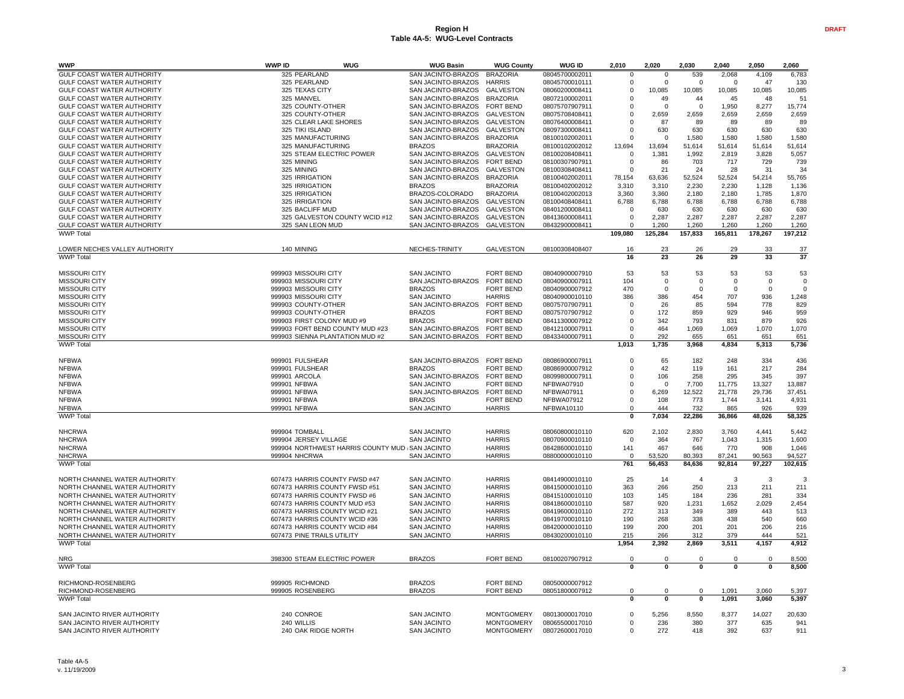# Region H
## Table 4A-5: WUG-Level Contracts

DRAFT

| WWP | WWP ID | WUG | WUG Basin | WUG County | WUG ID | 2,010 | 2,020 | 2,030 | 2,040 | 2,050 | 2,060 |
|---|---|---|---|---|---|---|---|---|---|---|---|
| GULF COAST WATER AUTHORITY | 325 | PEARLAND | SAN JACINTO-BRAZOS | BRAZORIA | 08045700002011 | 0 | 0 | 539 | 2,068 | 4,109 | 6,783 |
| GULF COAST WATER AUTHORITY | 325 | PEARLAND | SAN JACINTO-BRAZOS | HARRIS | 08045700010111 | 0 | 0 | 0 | 0 | 47 | 130 |
| GULF COAST WATER AUTHORITY | 325 | TEXAS CITY | SAN JACINTO-BRAZOS | GALVESTON | 08060200008411 | 0 | 10,085 | 10,085 | 10,085 | 10,085 | 10,085 |
| GULF COAST WATER AUTHORITY | 325 | MANVEL | SAN JACINTO-BRAZOS | BRAZORIA | 08072100002011 | 0 | 49 | 44 | 45 | 48 | 51 |
| GULF COAST WATER AUTHORITY | 325 | COUNTY-OTHER | SAN JACINTO-BRAZOS | FORT BEND | 08075707907911 | 0 | 0 | 0 | 1,950 | 8,277 | 15,774 |
| GULF COAST WATER AUTHORITY | 325 | COUNTY-OTHER | SAN JACINTO-BRAZOS | GALVESTON | 08075708408411 | 0 | 2,659 | 2,659 | 2,659 | 2,659 | 2,659 |
| GULF COAST WATER AUTHORITY | 325 | CLEAR LAKE SHORES | SAN JACINTO-BRAZOS | GALVESTON | 08076400008411 | 0 | 87 | 89 | 89 | 89 | 89 |
| GULF COAST WATER AUTHORITY | 325 | TIKI ISLAND | SAN JACINTO-BRAZOS | GALVESTON | 08097300008411 | 0 | 630 | 630 | 630 | 630 | 630 |
| GULF COAST WATER AUTHORITY | 325 | MANUFACTURING | SAN JACINTO-BRAZOS | BRAZORIA | 08100102002011 | 0 | 0 | 1,580 | 1,580 | 1,580 | 1,580 |
| GULF COAST WATER AUTHORITY | 325 | MANUFACTURING | BRAZOS | BRAZORIA | 08100102002012 | 13,694 | 13,694 | 51,614 | 51,614 | 51,614 | 51,614 |
| GULF COAST WATER AUTHORITY | 325 | STEAM ELECTRIC POWER | SAN JACINTO-BRAZOS | GALVESTON | 08100208408411 | 0 | 1,381 | 1,992 | 2,819 | 3,828 | 5,057 |
| GULF COAST WATER AUTHORITY | 325 | MINING | SAN JACINTO-BRAZOS | FORT BEND | 08100307907911 | 0 | 86 | 703 | 717 | 729 | 739 |
| GULF COAST WATER AUTHORITY | 325 | MINING | SAN JACINTO-BRAZOS | GALVESTON | 08100308408411 | 0 | 21 | 24 | 28 | 31 | 34 |
| GULF COAST WATER AUTHORITY | 325 | IRRIGATION | SAN JACINTO-BRAZOS | BRAZORIA | 08100402002011 | 78,154 | 63,636 | 52,524 | 52,524 | 54,214 | 55,765 |
| GULF COAST WATER AUTHORITY | 325 | IRRIGATION | BRAZOS | BRAZORIA | 08100402002012 | 3,310 | 3,310 | 2,230 | 2,230 | 1,128 | 1,136 |
| GULF COAST WATER AUTHORITY | 325 | IRRIGATION | BRAZOS-COLORADO | BRAZORIA | 08100402002013 | 3,360 | 3,360 | 2,180 | 2,180 | 1,785 | 1,870 |
| GULF COAST WATER AUTHORITY | 325 | IRRIGATION | SAN JACINTO-BRAZOS | GALVESTON | 08100408408411 | 6,788 | 6,788 | 6,788 | 6,788 | 6,788 | 6,788 |
| GULF COAST WATER AUTHORITY | 325 | BACLIFF MUD | SAN JACINTO-BRAZOS | GALVESTON | 08401200008411 | 0 | 630 | 630 | 630 | 630 | 630 |
| GULF COAST WATER AUTHORITY | 325 | GALVESTON COUNTY WCID #12 | SAN JACINTO-BRAZOS | GALVESTON | 08413600008411 | 0 | 2,287 | 2,287 | 2,287 | 2,287 | 2,287 |
| GULF COAST WATER AUTHORITY | 325 | SAN LEON MUD | SAN JACINTO-BRAZOS | GALVESTON | 08432900008411 | 0 | 1,260 | 1,260 | 1,260 | 1,260 | 1,260 |
| **WWP Total** | | | | | | **109,080** | **125,284** | **157,833** | **165,811** | **178,267** | **197,212** |
| LOWER NECHES VALLEY AUTHORITY | 140 | MINING | NECHES-TRINITY | GALVESTON | 08100308408407 | 16 | 23 | 26 | 29 | 33 | 37 |
| **WWP Total** | | | | | | **16** | **23** | **26** | **29** | **33** | **37** |
| MISSOURI CITY | 999903 | MISSOURI CITY | SAN JACINTO | FORT BEND | 08040900007910 | 53 | 53 | 53 | 53 | 53 | 53 |
| MISSOURI CITY | 999903 | MISSOURI CITY | SAN JACINTO-BRAZOS | FORT BEND | 08040900007911 | 104 | 0 | 0 | 0 | 0 | 0 |
| MISSOURI CITY | 999903 | MISSOURI CITY | BRAZOS | FORT BEND | 08040900007912 | 470 | 0 | 0 | 0 | 0 | 0 |
| MISSOURI CITY | 999903 | MISSOURI CITY | SAN JACINTO | HARRIS | 08040900010110 | 386 | 386 | 454 | 707 | 936 | 1,248 |
| MISSOURI CITY | 999903 | COUNTY-OTHER | SAN JACINTO-BRAZOS | FORT BEND | 08075707907911 | 0 | 26 | 85 | 594 | 778 | 829 |
| MISSOURI CITY | 999903 | COUNTY-OTHER | BRAZOS | FORT BEND | 08075707907912 | 0 | 172 | 859 | 929 | 946 | 959 |
| MISSOURI CITY | 999903 | FIRST COLONY MUD #9 | BRAZOS | FORT BEND | 08411300007912 | 0 | 342 | 793 | 831 | 879 | 926 |
| MISSOURI CITY | 999903 | FORT BEND COUNTY MUD #23 | SAN JACINTO-BRAZOS | FORT BEND | 08412100007911 | 0 | 464 | 1,069 | 1,069 | 1,070 | 1,070 |
| MISSOURI CITY | 999903 | SIENNA PLANTATION MUD #2 | SAN JACINTO-BRAZOS | FORT BEND | 08433400007911 | 0 | 292 | 655 | 651 | 651 | 651 |
| **WWP Total** | | | | | | **1,013** | **1,735** | **3,968** | **4,834** | **5,313** | **5,736** |
| NFBWA | 999901 | FULSHEAR | SAN JACINTO-BRAZOS | FORT BEND | 08086900007911 | 0 | 65 | 182 | 248 | 334 | 436 |
| NFBWA | 999901 | FULSHEAR | BRAZOS | FORT BEND | 08086900007912 | 0 | 42 | 119 | 161 | 217 | 284 |
| NFBWA | 999901 | ARCOLA | SAN JACINTO-BRAZOS | FORT BEND | 08099800007911 | 0 | 106 | 258 | 295 | 345 | 397 |
| NFBWA | 999901 | NFBWA | SAN JACINTO | FORT BEND | NFBWA07910 | 0 | 0 | 7,700 | 11,775 | 13,327 | 13,887 |
| NFBWA | 999901 | NFBWA | SAN JACINTO-BRAZOS | FORT BEND | NFBWA07911 | 0 | 6,269 | 12,522 | 21,778 | 29,736 | 37,451 |
| NFBWA | 999901 | NFBWA | BRAZOS | FORT BEND | NFBWA07912 | 0 | 108 | 773 | 1,744 | 3,141 | 4,931 |
| NFBWA | 999901 | NFBWA | SAN JACINTO | HARRIS | NFBWA10110 | 0 | 444 | 732 | 865 | 926 | 939 |
| **WWP Total** | | | | | | **0** | **7,034** | **22,286** | **36,866** | **48,026** | **58,325** |
| NHCRWA | 999904 | TOMBALL | SAN JACINTO | HARRIS | 08060800010110 | 620 | 2,102 | 2,830 | 3,760 | 4,441 | 5,442 |
| NHCRWA | 999904 | JERSEY VILLAGE | SAN JACINTO | HARRIS | 08070900010110 | 0 | 364 | 767 | 1,043 | 1,315 | 1,600 |
| NHCRWA | 999904 | NORTHWEST HARRIS COUNTY MUD | SAN JACINTO | HARRIS | 08428600010110 | 141 | 467 | 646 | 770 | 908 | 1,046 |
| NHCRWA | 999904 | NHCRWA | SAN JACINTO | HARRIS | 08800000010110 | 0 | 53,520 | 80,393 | 87,241 | 90,563 | 94,527 |
| **WWP Total** | | | | | | **761** | **56,453** | **84,636** | **92,814** | **97,227** | **102,615** |
| NORTH CHANNEL WATER AUTHORITY | 607473 | HARRIS COUNTY FWSD #47 | SAN JACINTO | HARRIS | 08414900010110 | 25 | 14 | 4 | 3 | 3 | 3 |
| NORTH CHANNEL WATER AUTHORITY | 607473 | HARRIS COUNTY FWSD #51 | SAN JACINTO | HARRIS | 08415000010110 | 363 | 266 | 250 | 213 | 211 | 211 |
| NORTH CHANNEL WATER AUTHORITY | 607473 | HARRIS COUNTY FWSD #6 | SAN JACINTO | HARRIS | 08415100010110 | 103 | 145 | 184 | 236 | 281 | 334 |
| NORTH CHANNEL WATER AUTHORITY | 607473 | HARRIS COUNTY MUD #53 | SAN JACINTO | HARRIS | 08418600010110 | 587 | 920 | 1,231 | 1,652 | 2,029 | 2,454 |
| NORTH CHANNEL WATER AUTHORITY | 607473 | HARRIS COUNTY WCID #21 | SAN JACINTO | HARRIS | 08419600010110 | 272 | 313 | 349 | 389 | 443 | 513 |
| NORTH CHANNEL WATER AUTHORITY | 607473 | HARRIS COUNTY WCID #36 | SAN JACINTO | HARRIS | 08419700010110 | 190 | 268 | 338 | 438 | 540 | 660 |
| NORTH CHANNEL WATER AUTHORITY | 607473 | HARRIS COUNTY WCID #84 | SAN JACINTO | HARRIS | 08420000010110 | 199 | 200 | 201 | 201 | 206 | 216 |
| NORTH CHANNEL WATER AUTHORITY | 607473 | PINE TRAILS UTILITY | SAN JACINTO | HARRIS | 08430200010110 | 215 | 266 | 312 | 379 | 444 | 521 |
| **WWP Total** | | | | | | **1,954** | **2,392** | **2,869** | **3,511** | **4,157** | **4,912** |
| NRG | 398300 | STEAM ELECTRIC POWER | BRAZOS | FORT BEND | 08100207907912 | 0 | 0 | 0 | 0 | 0 | 8,500 |
| **WWP Total** | | | | | | **0** | **0** | **0** | **0** | **0** | **8,500** |
| RICHMOND-ROSENBERG | 999905 | RICHMOND | BRAZOS | FORT BEND | 08050000007912 | | | | | | |
| RICHMOND-ROSENBERG | 999905 | ROSENBERG | BRAZOS | FORT BEND | 08051800007912 | 0 | 0 | 0 | 1,091 | 3,060 | 5,397 |
| **WWP Total** | | | | | | **0** | **0** | **0** | **1,091** | **3,060** | **5,397** |
| SAN JACINTO RIVER AUTHORITY | 240 | CONROE | SAN JACINTO | MONTGOMERY | 08013000017010 | 0 | 5,256 | 8,550 | 8,377 | 14,027 | 20,630 |
| SAN JACINTO RIVER AUTHORITY | 240 | WILLIS | SAN JACINTO | MONTGOMERY | 08065500017010 | 0 | 236 | 380 | 377 | 635 | 941 |
| SAN JACINTO RIVER AUTHORITY | 240 | OAK RIDGE NORTH | SAN JACINTO | MONTGOMERY | 08072600017010 | 0 | 272 | 418 | 392 | 637 | 911 |

Table 4A-5
v. 11/19/2009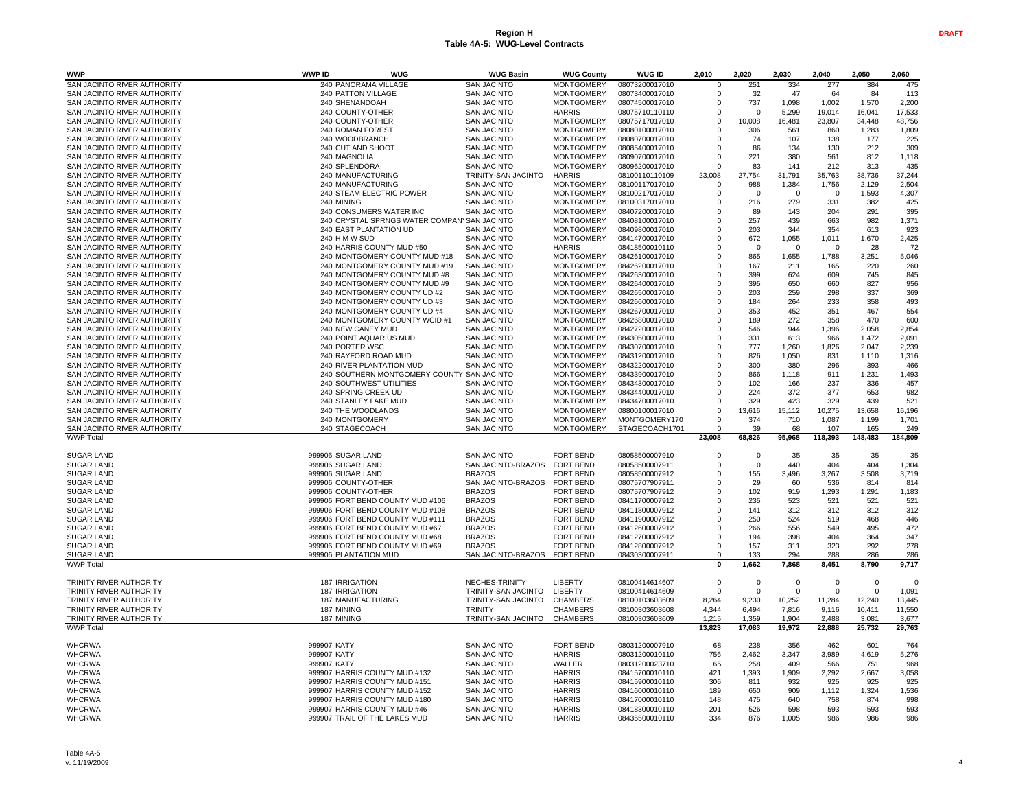# Region H
## Table 4A-5: WUG-Level Contracts

DRAFT

| WWP | WWP ID | WUG | WUG Basin | WUG County | WUG ID | 2,010 | 2,020 | 2,030 | 2,040 | 2,050 | 2,060 |
|---|---|---|---|---|---|---|---|---|---|---|---|
| SAN JACINTO RIVER AUTHORITY | 240 | PANORAMA VILLAGE | SAN JACINTO | MONTGOMERY | 08073200017010 | 0 | 251 | 334 | 277 | 384 | 475 |
| SAN JACINTO RIVER AUTHORITY | 240 | PATTON VILLAGE | SAN JACINTO | MONTGOMERY | 08073400017010 | 0 | 32 | 47 | 64 | 84 | 113 |
| SAN JACINTO RIVER AUTHORITY | 240 | SHENANDOAH | SAN JACINTO | MONTGOMERY | 08074500017010 | 0 | 737 | 1,098 | 1,002 | 1,570 | 2,200 |
| SAN JACINTO RIVER AUTHORITY | 240 | COUNTY-OTHER | SAN JACINTO | HARRIS | 08075710110110 | 0 | 0 | 5,299 | 19,014 | 16,041 | 17,533 |
| SAN JACINTO RIVER AUTHORITY | 240 | COUNTY-OTHER | SAN JACINTO | MONTGOMERY | 08075717017010 | 0 | 10,008 | 16,481 | 23,807 | 34,448 | 48,756 |
| SAN JACINTO RIVER AUTHORITY | 240 | ROMAN FOREST | SAN JACINTO | MONTGOMERY | 08080100017010 | 0 | 306 | 561 | 860 | 1,283 | 1,809 |
| SAN JACINTO RIVER AUTHORITY | 240 | WOODBRANCH | SAN JACINTO | MONTGOMERY | 08080700017010 | 0 | 74 | 107 | 138 | 177 | 225 |
| SAN JACINTO RIVER AUTHORITY | 240 | CUT AND SHOOT | SAN JACINTO | MONTGOMERY | 08085400017010 | 0 | 86 | 134 | 130 | 212 | 309 |
| SAN JACINTO RIVER AUTHORITY | 240 | MAGNOLIA | SAN JACINTO | MONTGOMERY | 08090700017010 | 0 | 221 | 380 | 561 | 812 | 1,118 |
| SAN JACINTO RIVER AUTHORITY | 240 | SPLENDORA | SAN JACINTO | MONTGOMERY | 08096200017010 | 0 | 83 | 141 | 212 | 313 | 435 |
| SAN JACINTO RIVER AUTHORITY | 240 | MANUFACTURING | TRINITY-SAN JACINTO | HARRIS | 08100110110109 | 23,008 | 27,754 | 31,791 | 35,763 | 38,736 | 37,244 |
| SAN JACINTO RIVER AUTHORITY | 240 | MANUFACTURING | SAN JACINTO | MONTGOMERY | 08100117017010 | 0 | 988 | 1,384 | 1,756 | 2,129 | 2,504 |
| SAN JACINTO RIVER AUTHORITY | 240 | STEAM ELECTRIC POWER | SAN JACINTO | MONTGOMERY | 08100217017010 | 0 | 0 | 0 | 0 | 1,593 | 4,307 |
| SAN JACINTO RIVER AUTHORITY | 240 | MINING | SAN JACINTO | MONTGOMERY | 08100317017010 | 0 | 216 | 279 | 331 | 382 | 425 |
| SAN JACINTO RIVER AUTHORITY | 240 | CONSUMERS WATER INC | SAN JACINTO | MONTGOMERY | 08407200017010 | 0 | 89 | 143 | 204 | 291 | 395 |
| SAN JACINTO RIVER AUTHORITY | 240 | CRYSTAL SPRNGS WATER COMPANY | SAN JACINTO | MONTGOMERY | 08408100017010 | 0 | 257 | 439 | 663 | 982 | 1,371 |
| SAN JACINTO RIVER AUTHORITY | 240 | EAST PLANTATION UD | SAN JACINTO | MONTGOMERY | 08409800017010 | 0 | 203 | 344 | 354 | 613 | 923 |
| SAN JACINTO RIVER AUTHORITY | 240 | H M W SUD | SAN JACINTO | MONTGOMERY | 08414700017010 | 0 | 672 | 1,055 | 1,011 | 1,670 | 2,425 |
| SAN JACINTO RIVER AUTHORITY | 240 | HARRIS COUNTY MUD #50 | SAN JACINTO | HARRIS | 08418500010110 | 0 | 0 | 0 | 0 | 28 | 72 |
| SAN JACINTO RIVER AUTHORITY | 240 | MONTGOMERY COUNTY MUD #18 | SAN JACINTO | MONTGOMERY | 08426100017010 | 0 | 865 | 1,655 | 1,788 | 3,251 | 5,046 |
| SAN JACINTO RIVER AUTHORITY | 240 | MONTGOMERY COUNTY MUD #19 | SAN JACINTO | MONTGOMERY | 08426200017010 | 0 | 167 | 211 | 165 | 220 | 260 |
| SAN JACINTO RIVER AUTHORITY | 240 | MONTGOMERY COUNTY MUD #8 | SAN JACINTO | MONTGOMERY | 08426300017010 | 0 | 399 | 624 | 609 | 745 | 845 |
| SAN JACINTO RIVER AUTHORITY | 240 | MONTGOMERY COUNTY MUD #9 | SAN JACINTO | MONTGOMERY | 08426400017010 | 0 | 395 | 650 | 660 | 827 | 956 |
| SAN JACINTO RIVER AUTHORITY | 240 | MONTGOMERY COUNTY UD #2 | SAN JACINTO | MONTGOMERY | 08426500017010 | 0 | 203 | 259 | 298 | 337 | 369 |
| SAN JACINTO RIVER AUTHORITY | 240 | MONTGOMERY COUNTY UD #3 | SAN JACINTO | MONTGOMERY | 08426600017010 | 0 | 184 | 264 | 233 | 358 | 493 |
| SAN JACINTO RIVER AUTHORITY | 240 | MONTGOMERY COUNTY UD #4 | SAN JACINTO | MONTGOMERY | 08426700017010 | 0 | 353 | 452 | 351 | 467 | 554 |
| SAN JACINTO RIVER AUTHORITY | 240 | MONTGOMERY COUNTY WCID #1 | SAN JACINTO | MONTGOMERY | 08426800017010 | 0 | 189 | 272 | 358 | 470 | 600 |
| SAN JACINTO RIVER AUTHORITY | 240 | NEW CANEY MUD | SAN JACINTO | MONTGOMERY | 08427200017010 | 0 | 546 | 944 | 1,396 | 2,058 | 2,854 |
| SAN JACINTO RIVER AUTHORITY | 240 | POINT AQUARIUS MUD | SAN JACINTO | MONTGOMERY | 08430500017010 | 0 | 331 | 613 | 966 | 1,472 | 2,091 |
| SAN JACINTO RIVER AUTHORITY | 240 | PORTER WSC | SAN JACINTO | MONTGOMERY | 08430700017010 | 0 | 777 | 1,260 | 1,826 | 2,047 | 2,239 |
| SAN JACINTO RIVER AUTHORITY | 240 | RAYFORD ROAD MUD | SAN JACINTO | MONTGOMERY | 08431200017010 | 0 | 826 | 1,050 | 831 | 1,110 | 1,316 |
| SAN JACINTO RIVER AUTHORITY | 240 | RIVER PLANTATION MUD | SAN JACINTO | MONTGOMERY | 08432200017010 | 0 | 300 | 380 | 296 | 393 | 466 |
| SAN JACINTO RIVER AUTHORITY | 240 | SOUTHERN MONTGOMERY COUNTY | SAN JACINTO | MONTGOMERY | 08433900017010 | 0 | 866 | 1,118 | 911 | 1,231 | 1,493 |
| SAN JACINTO RIVER AUTHORITY | 240 | SOUTHWEST UTILITIES | SAN JACINTO | MONTGOMERY | 08434300017010 | 0 | 102 | 166 | 237 | 336 | 457 |
| SAN JACINTO RIVER AUTHORITY | 240 | SPRING CREEK UD | SAN JACINTO | MONTGOMERY | 08434400017010 | 0 | 224 | 372 | 377 | 653 | 982 |
| SAN JACINTO RIVER AUTHORITY | 240 | STANLEY LAKE MUD | SAN JACINTO | MONTGOMERY | 08434700017010 | 0 | 329 | 423 | 329 | 439 | 521 |
| SAN JACINTO RIVER AUTHORITY | 240 | THE WOODLANDS | SAN JACINTO | MONTGOMERY | 08800100017010 | 0 | 13,616 | 15,112 | 10,275 | 13,658 | 16,196 |
| SAN JACINTO RIVER AUTHORITY | 240 | MONTGOMERY | SAN JACINTO | MONTGOMERY | MONTGOMERY170 | 0 | 374 | 710 | 1,087 | 1,199 | 1,701 |
| SAN JACINTO RIVER AUTHORITY | 240 | STAGECOACH | SAN JACINTO | MONTGOMERY | STAGECOACH1701 | 0 | 39 | 68 | 107 | 165 | 249 |
| **WWP Total** | | | | | | **23,008** | **68,826** | **95,968** | **118,393** | **148,483** | **184,809** |
| SUGAR LAND | 999906 | SUGAR LAND | SAN JACINTO | FORT BEND | 08058500007910 | 0 | 0 | 35 | 35 | 35 | 35 |
| SUGAR LAND | 999906 | SUGAR LAND | SAN JACINTO-BRAZOS | FORT BEND | 08058500007911 | 0 | 0 | 440 | 404 | 404 | 1,304 |
| SUGAR LAND | 999906 | SUGAR LAND | BRAZOS | FORT BEND | 08058500007912 | 0 | 155 | 3,496 | 3,267 | 3,508 | 3,719 |
| SUGAR LAND | 999906 | COUNTY-OTHER | SAN JACINTO-BRAZOS | FORT BEND | 08075707907911 | 0 | 29 | 60 | 536 | 814 | 814 |
| SUGAR LAND | 999906 | COUNTY-OTHER | BRAZOS | FORT BEND | 08075707907912 | 0 | 102 | 919 | 1,293 | 1,291 | 1,183 |
| SUGAR LAND | 999906 | FORT BEND COUNTY MUD #106 | BRAZOS | FORT BEND | 08411700007912 | 0 | 235 | 523 | 521 | 521 | 521 |
| SUGAR LAND | 999906 | FORT BEND COUNTY MUD #108 | BRAZOS | FORT BEND | 08411800007912 | 0 | 141 | 312 | 312 | 312 | 312 |
| SUGAR LAND | 999906 | FORT BEND COUNTY MUD #111 | BRAZOS | FORT BEND | 08411900007912 | 0 | 250 | 524 | 519 | 468 | 446 |
| SUGAR LAND | 999906 | FORT BEND COUNTY MUD #67 | BRAZOS | FORT BEND | 08412600007912 | 0 | 266 | 556 | 549 | 495 | 472 |
| SUGAR LAND | 999906 | FORT BEND COUNTY MUD #68 | BRAZOS | FORT BEND | 08412700007912 | 0 | 194 | 398 | 404 | 364 | 347 |
| SUGAR LAND | 999906 | FORT BEND COUNTY MUD #69 | BRAZOS | FORT BEND | 08412800007912 | 0 | 157 | 311 | 323 | 292 | 278 |
| SUGAR LAND | 999906 | PLANTATION MUD | SAN JACINTO-BRAZOS | FORT BEND | 08430300007911 | 0 | 133 | 294 | 288 | 286 | 286 |
| **WWP Total** | | | | | | **0** | **1,662** | **7,868** | **8,451** | **8,790** | **9,717** |
| TRINITY RIVER AUTHORITY | 187 | IRRIGATION | NECHES-TRINITY | LIBERTY | 08100414614607 | 0 | 0 | 0 | 0 | 0 | 0 |
| TRINITY RIVER AUTHORITY | 187 | IRRIGATION | TRINITY-SAN JACINTO | LIBERTY | 08100414614609 | 0 | 0 | 0 | 0 | 0 | 1,091 |
| TRINITY RIVER AUTHORITY | 187 | MANUFACTURING | TRINITY-SAN JACINTO | CHAMBERS | 08100103603609 | 8,264 | 9,230 | 10,252 | 11,284 | 12,240 | 13,445 |
| TRINITY RIVER AUTHORITY | 187 | MINING | TRINITY | CHAMBERS | 08100303603608 | 4,344 | 6,494 | 7,816 | 9,116 | 10,411 | 11,550 |
| TRINITY RIVER AUTHORITY | 187 | MINING | TRINITY-SAN JACINTO | CHAMBERS | 08100303603609 | 1,215 | 1,359 | 1,904 | 2,488 | 3,081 | 3,677 |
| **WWP Total** | | | | | | **13,823** | **17,083** | **19,972** | **22,888** | **25,732** | **29,763** |
| WHCRWA | 999907 | KATY | SAN JACINTO | FORT BEND | 08031200007910 | 68 | 238 | 356 | 462 | 601 | 764 |
| WHCRWA | 999907 | KATY | SAN JACINTO | HARRIS | 08031200010110 | 756 | 2,462 | 3,347 | 3,989 | 4,619 | 5,276 |
| WHCRWA | 999907 | KATY | SAN JACINTO | WALLER | 08031200023710 | 65 | 258 | 409 | 566 | 751 | 968 |
| WHCRWA | 999907 | HARRIS COUNTY MUD #132 | SAN JACINTO | HARRIS | 08415700010110 | 421 | 1,393 | 1,909 | 2,292 | 2,667 | 3,058 |
| WHCRWA | 999907 | HARRIS COUNTY MUD #151 | SAN JACINTO | HARRIS | 08415900010110 | 306 | 811 | 932 | 925 | 925 | 925 |
| WHCRWA | 999907 | HARRIS COUNTY MUD #152 | SAN JACINTO | HARRIS | 08416000010110 | 189 | 650 | 909 | 1,112 | 1,324 | 1,536 |
| WHCRWA | 999907 | HARRIS COUNTY MUD #180 | SAN JACINTO | HARRIS | 08417000010110 | 148 | 475 | 640 | 758 | 874 | 998 |
| WHCRWA | 999907 | HARRIS COUNTY MUD #46 | SAN JACINTO | HARRIS | 08418300010110 | 201 | 526 | 598 | 593 | 593 | 593 |
| WHCRWA | 999907 | TRAIL OF THE LAKES MUD | SAN JACINTO | HARRIS | 08435500010110 | 334 | 876 | 1,005 | 986 | 986 | 986 |

Table 4A-5
v. 11/19/2009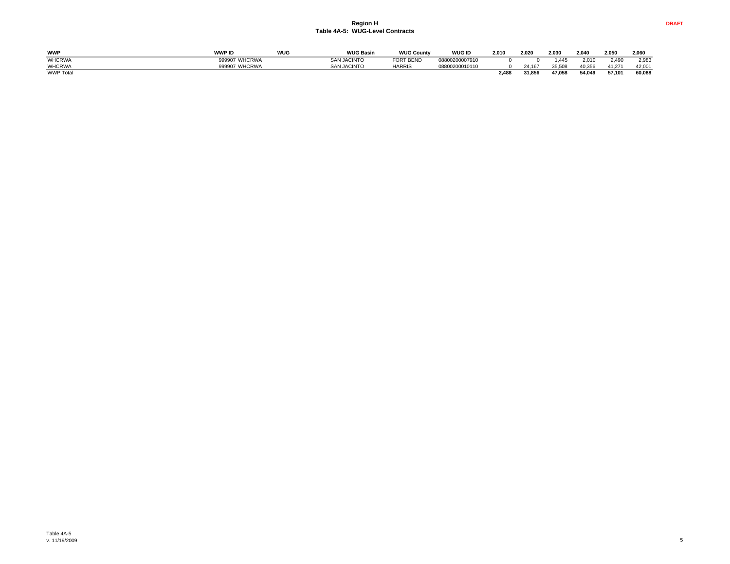**Region H**
**Table 4A-5: WUG-Level Contracts**

DRAFT

| WWP | WWP ID | WUG | WUG Basin | WUG County | WUG ID | 2,010 | 2,020 | 2,030 | 2,040 | 2,050 | 2,060 |
|---|---|---|---|---|---|---|---|---|---|---|---|
| WHCRWA | 999907 WHCRWA | | SAN JACINTO | FORT BEND | 08800200007910 | 0 | 0 | 1,445 | 2,010 | 2,490 | 2,983 |
| WHCRWA | 999907 WHCRWA | | SAN JACINTO | HARRIS | 08800200010110 | 0 | 24,167 | 35,508 | 40,356 | 41,271 | 42,001 |
| WWP Total | | | | | | **2,488** | **31,856** | **47,058** | **54,049** | **57,101** | **60,088** |

Table 4A-5
v. 11/19/2009